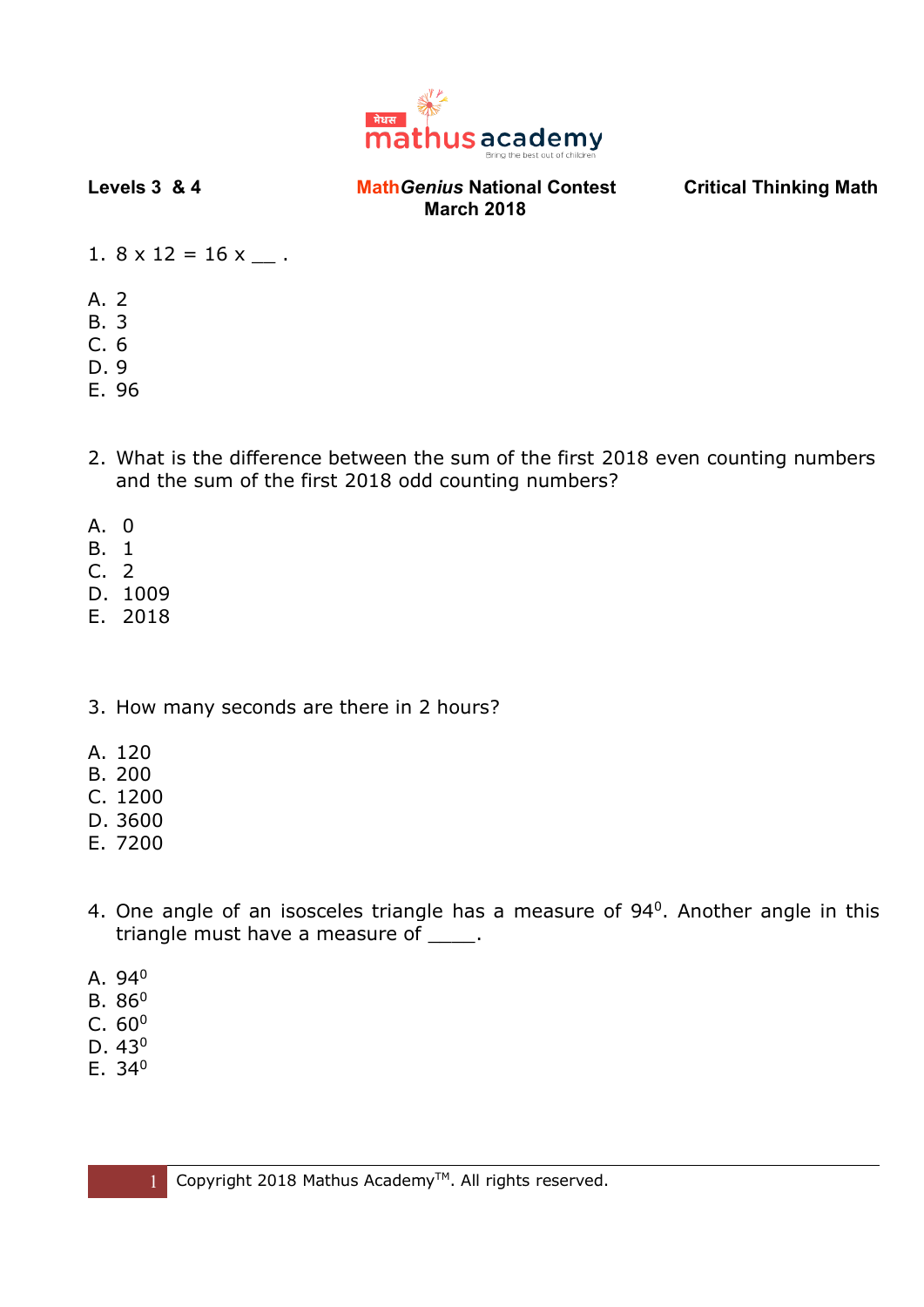**Levels 3 & 4** | **Math*Genius* National Contest March 2018** | **Critical Thinking Math**

1. 8 x 12 = 16 x __ .

A. 2
B. 3
C. 6
D. 9
E. 96

2. What is the difference between the sum of the first 2018 even counting numbers and the sum of the first 2018 odd counting numbers?

A. 0
B. 1
C. 2
D. 1009
E. 2018

3. How many seconds are there in 2 hours?

A. 120
B. 200
C. 1200
D. 3600
E. 7200

4. One angle of an isosceles triangle has a measure of $94^0$. Another angle in this triangle must have a measure of ____.

A. $94^0$
B. $86^0$
C. $60^0$
D. $43^0$
E. $34^0$

Copyright 2018 Mathus Academy™. All rights reserved.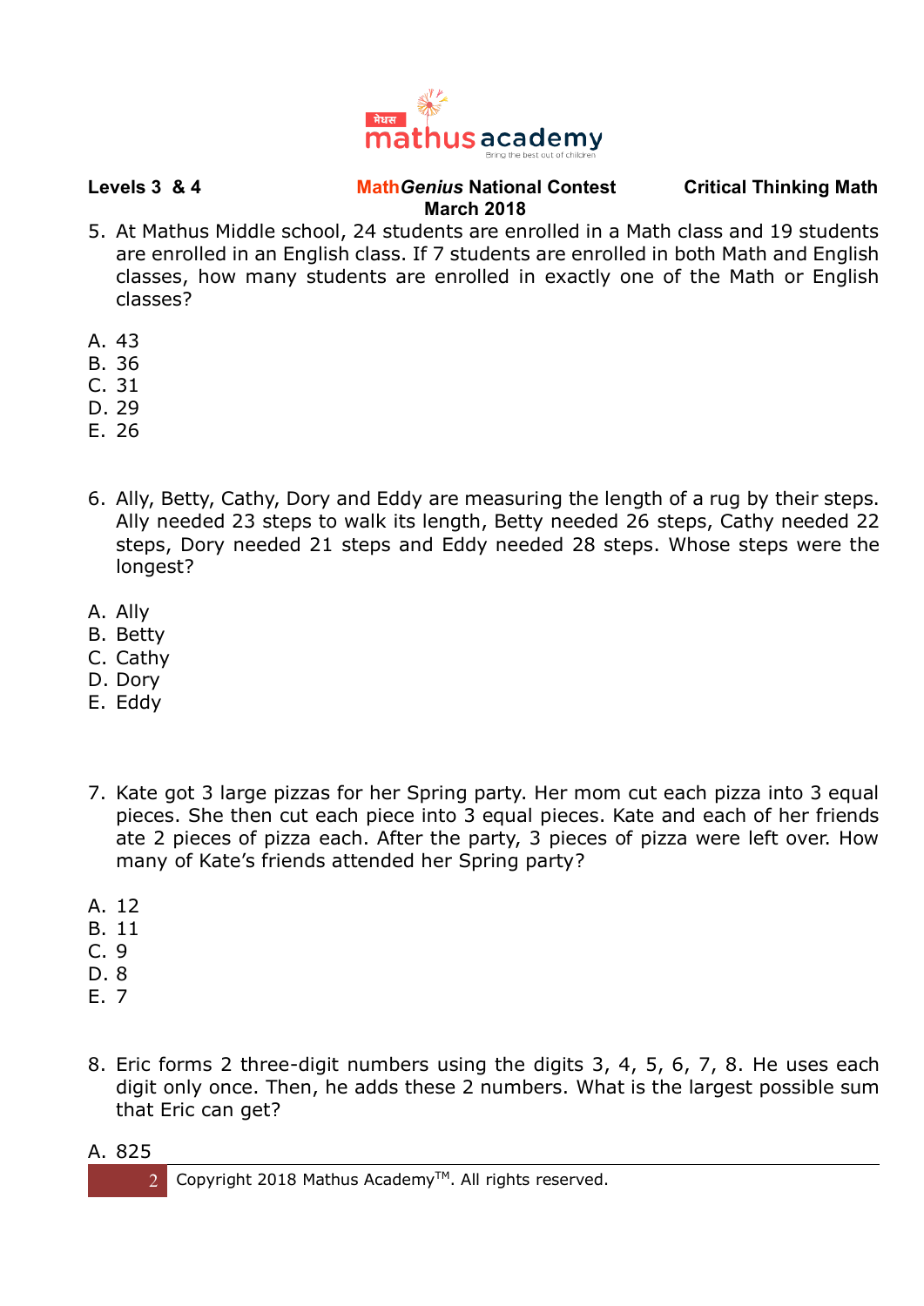5. At Mathus Middle school, 24 students are enrolled in a Math class and 19 students are enrolled in an English class. If 7 students are enrolled in both Math and English classes, how many students are enrolled in exactly one of the Math or English classes?

A. 43
B. 36
C. 31
D. 29
E. 26

6. Ally, Betty, Cathy, Dory and Eddy are measuring the length of a rug by their steps. Ally needed 23 steps to walk its length, Betty needed 26 steps, Cathy needed 22 steps, Dory needed 21 steps and Eddy needed 28 steps. Whose steps were the longest?

A. Ally
B. Betty
C. Cathy
D. Dory
E. Eddy

7. Kate got 3 large pizzas for her Spring party. Her mom cut each pizza into 3 equal pieces. She then cut each piece into 3 equal pieces. Kate and each of her friends ate 2 pieces of pizza each. After the party, 3 pieces of pizza were left over. How many of Kate's friends attended her Spring party?

A. 12
B. 11
C. 9
D. 8
E. 7

8. Eric forms 2 three-digit numbers using the digits 3, 4, 5, 6, 7, 8. He uses each digit only once. Then, he adds these 2 numbers. What is the largest possible sum that Eric can get?

A. 825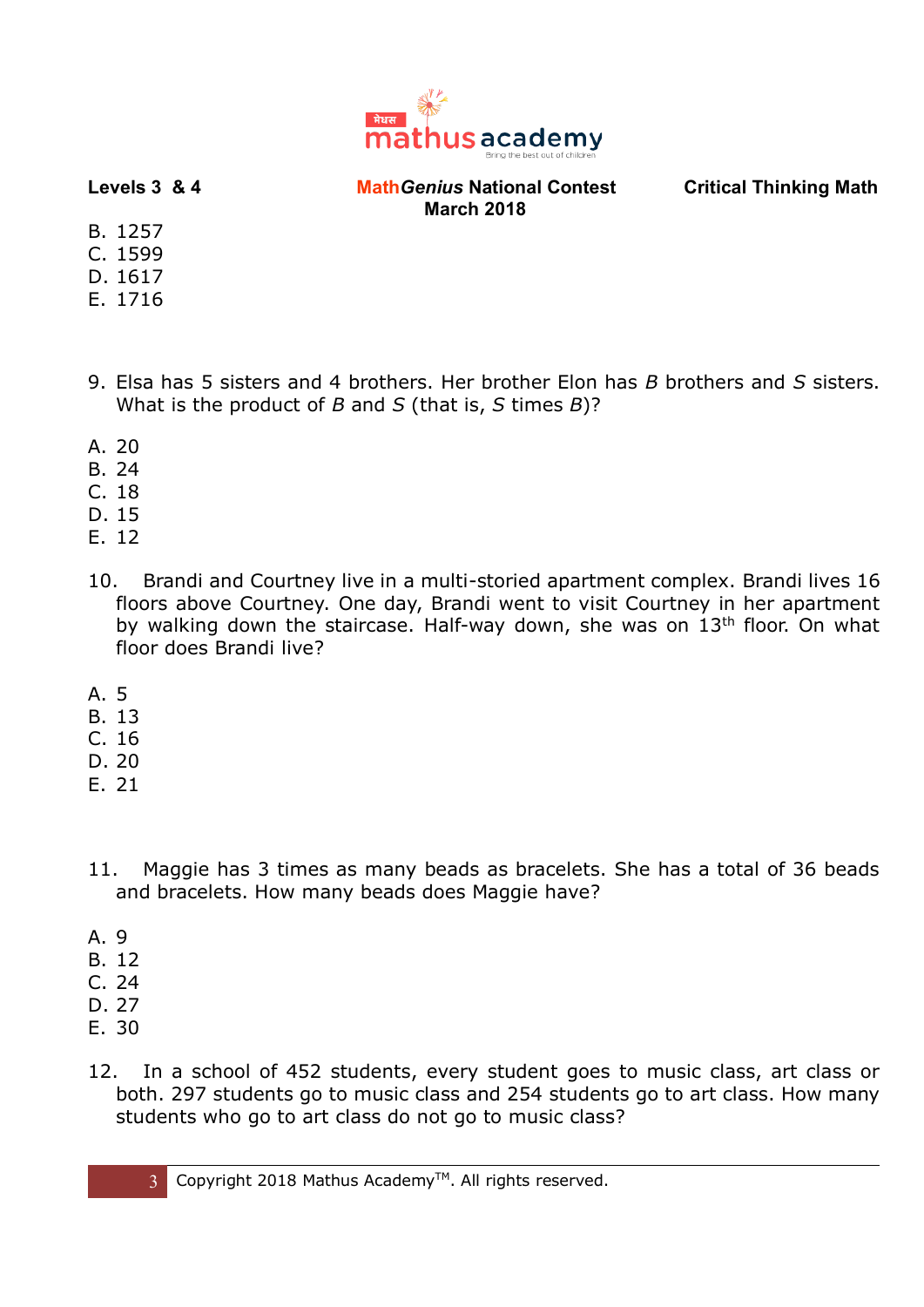B. 1257
C. 1599
D. 1617
E. 1716

9. Elsa has 5 sisters and 4 brothers. Her brother Elon has *B* brothers and *S* sisters. What is the product of *B* and *S* (that is, *S* times *B*)?

A. 20
B. 24
C. 18
D. 15
E. 12

10. Brandi and Courtney live in a multi-storied apartment complex. Brandi lives 16 floors above Courtney. One day, Brandi went to visit Courtney in her apartment by walking down the staircase. Half-way down, she was on $13^{th}$ floor. On what floor does Brandi live?

A. 5
B. 13
C. 16
D. 20
E. 21

11. Maggie has 3 times as many beads as bracelets. She has a total of 36 beads and bracelets. How many beads does Maggie have?

A. 9
B. 12
C. 24
D. 27
E. 30

12. In a school of 452 students, every student goes to music class, art class or both. 297 students go to music class and 254 students go to art class. How many students who go to art class do not go to music class?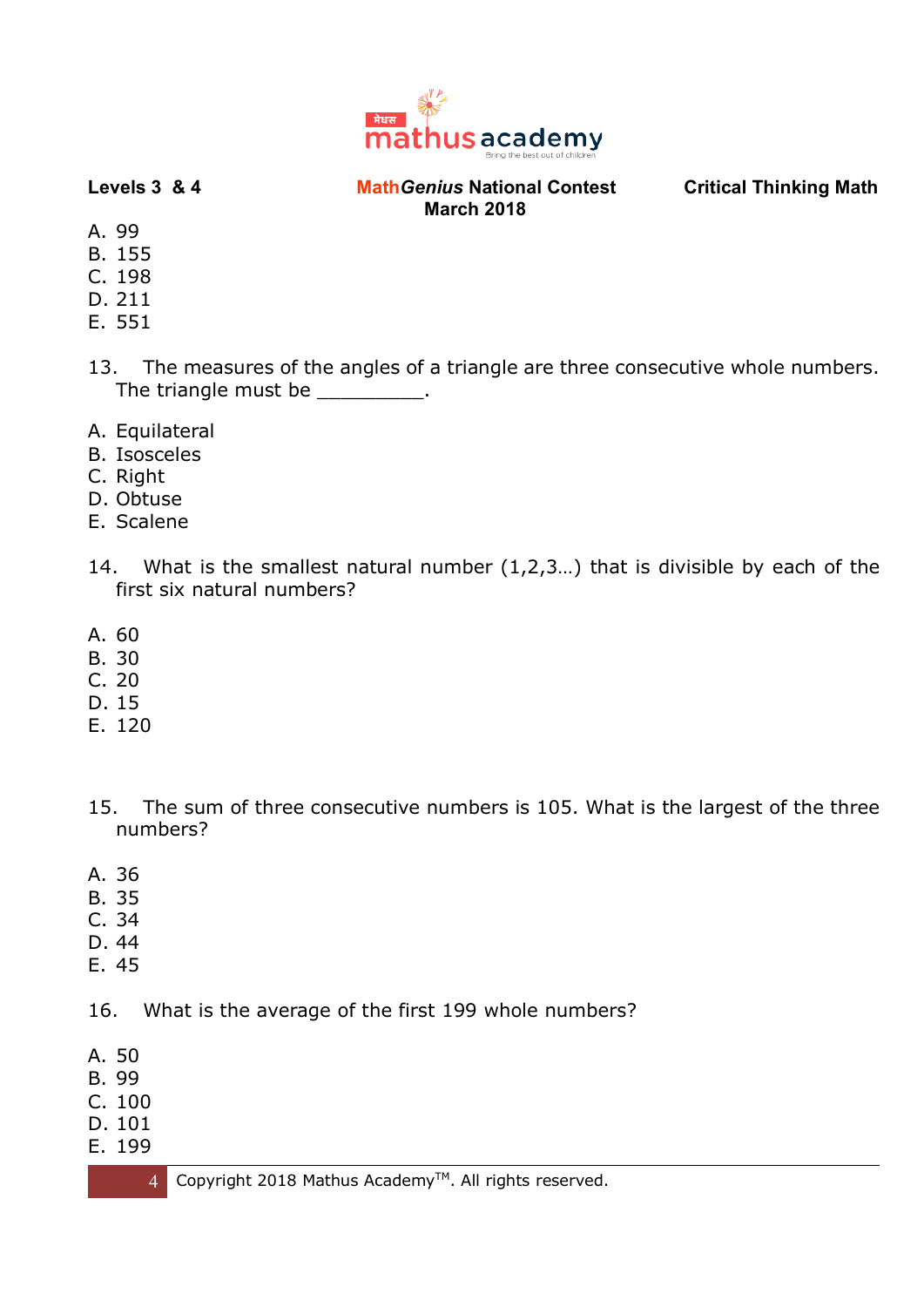A. 99
B. 155
C. 198
D. 211
E. 551

13. The measures of the angles of a triangle are three consecutive whole numbers. The triangle must be _________.

A. Equilateral
B. Isosceles
C. Right
D. Obtuse
E. Scalene

14. What is the smallest natural number (1,2,3…) that is divisible by each of the first six natural numbers?

A. 60
B. 30
C. 20
D. 15
E. 120

15. The sum of three consecutive numbers is 105. What is the largest of the three numbers?

A. 36
B. 35
C. 34
D. 44
E. 45

16. What is the average of the first 199 whole numbers?

A. 50
B. 99
C. 100
D. 101
E. 199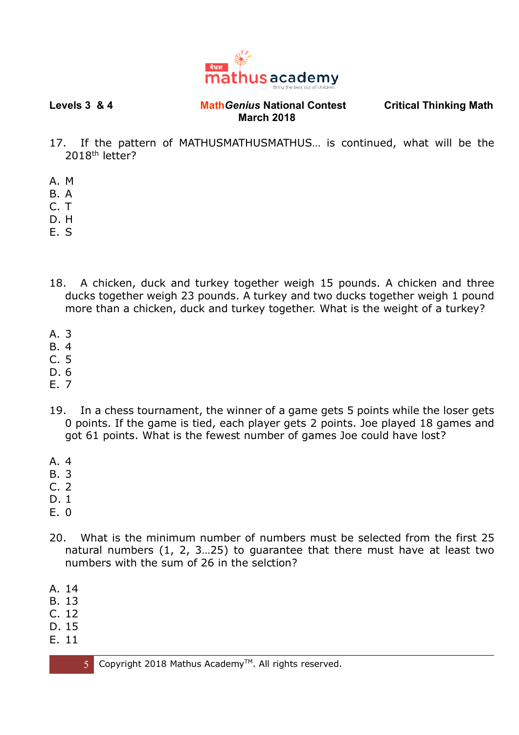**Levels 3 & 4** | **MathGenius National Contest March 2018** | **Critical Thinking Math**

17. If the pattern of MATHUSMATHUSMATHUS… is continued, what will be the 2018th letter?

A. M
B. A
C. T
D. H
E. S

18. A chicken, duck and turkey together weigh 15 pounds. A chicken and three ducks together weigh 23 pounds. A turkey and two ducks together weigh 1 pound more than a chicken, duck and turkey together. What is the weight of a turkey?

A. 3
B. 4
C. 5
D. 6
E. 7

19. In a chess tournament, the winner of a game gets 5 points while the loser gets 0 points. If the game is tied, each player gets 2 points. Joe played 18 games and got 61 points. What is the fewest number of games Joe could have lost?

A. 4
B. 3
C. 2
D. 1
E. 0

20. What is the minimum number of numbers must be selected from the first 25 natural numbers (1, 2, 3…25) to guarantee that there must have at least two numbers with the sum of 26 in the selction?

A. 14
B. 13
C. 12
D. 15
E. 11

Copyright 2018 Mathus Academy™. All rights reserved.